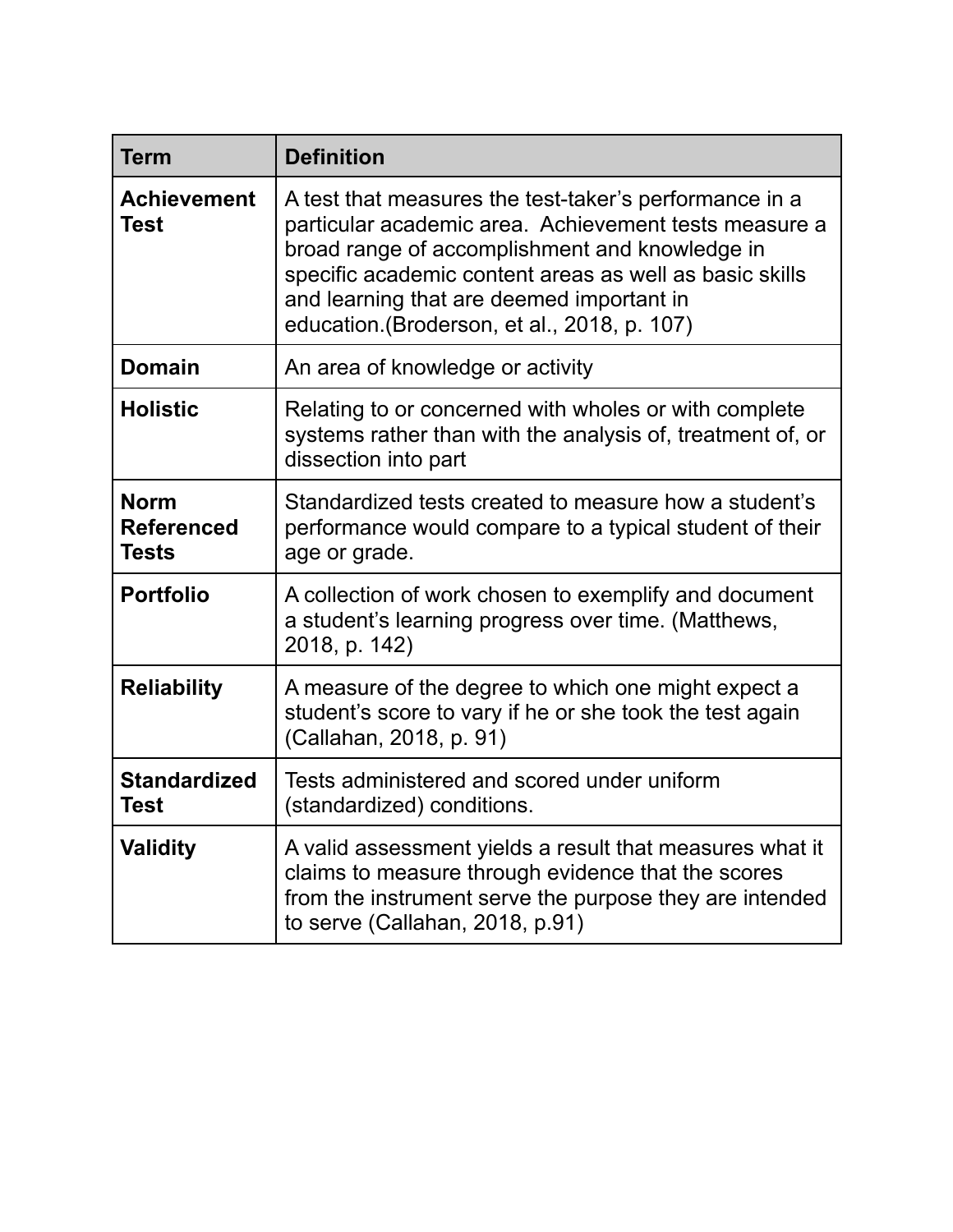| Term | Definition |
|---|---|
| **Achievement Test** | A test that measures the test-taker's performance in a particular academic area. Achievement tests measure a broad range of accomplishment and knowledge in specific academic content areas as well as basic skills and learning that are deemed important in education.(Broderson, et al., 2018, p. 107) |
| **Domain** | An area of knowledge or activity |
| **Holistic** | Relating to or concerned with wholes or with complete systems rather than with the analysis of, treatment of, or dissection into part |
| **Norm Referenced Tests** | Standardized tests created to measure how a student's performance would compare to a typical student of their age or grade. |
| **Portfolio** | A collection of work chosen to exemplify and document a student's learning progress over time. (Matthews, 2018, p. 142) |
| **Reliability** | A measure of the degree to which one might expect a student's score to vary if he or she took the test again (Callahan, 2018, p. 91) |
| **Standardized Test** | Tests administered and scored under uniform (standardized) conditions. |
| **Validity** | A valid assessment yields a result that measures what it claims to measure through evidence that the scores from the instrument serve the purpose they are intended to serve (Callahan, 2018, p.91) |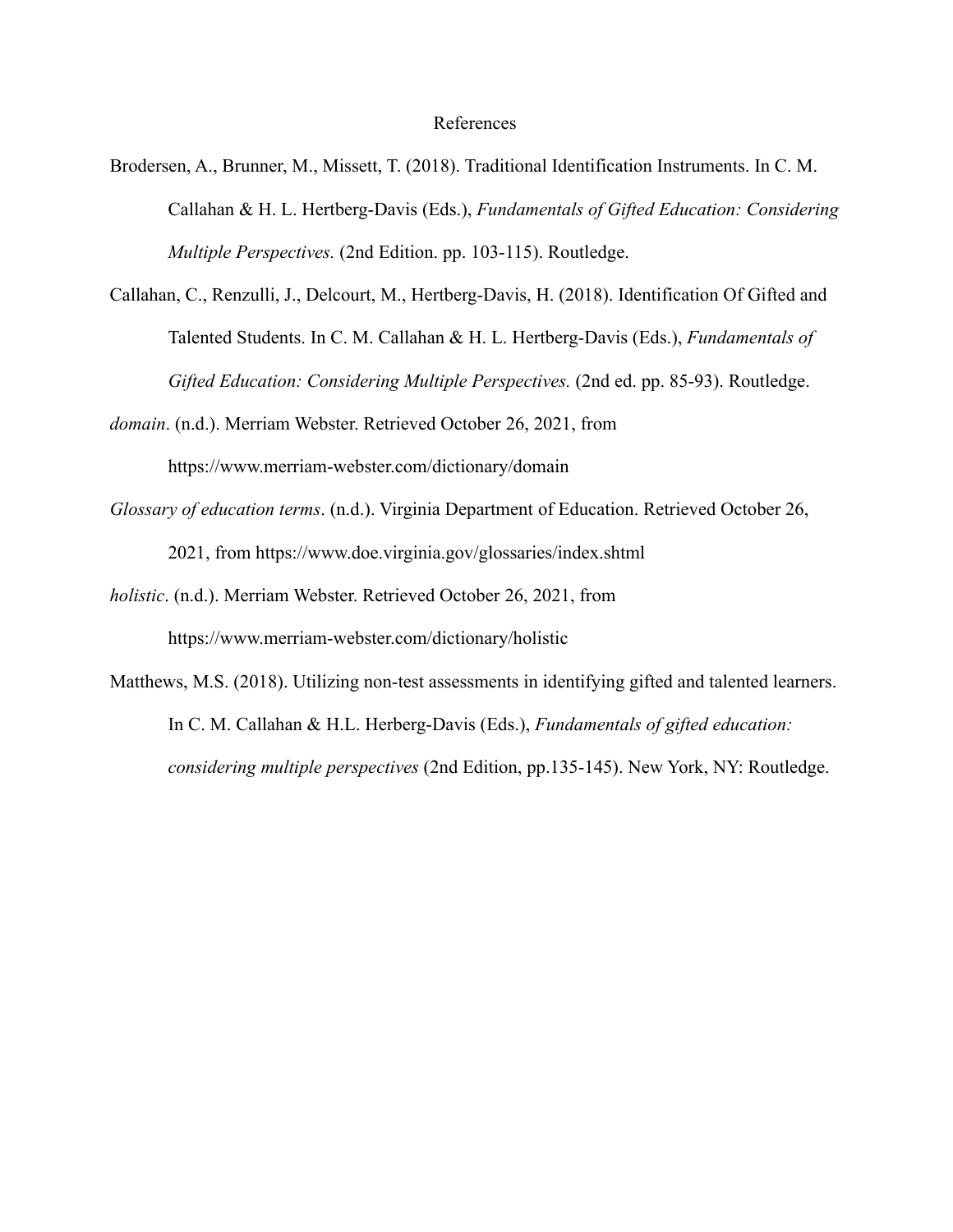# References

Brodersen, A., Brunner, M., Missett, T. (2018). Traditional Identification Instruments. In C. M. Callahan & H. L. Hertberg-Davis (Eds.), *Fundamentals of Gifted Education: Considering Multiple Perspectives.* (2nd Edition. pp. 103-115). Routledge.

Callahan, C., Renzulli, J., Delcourt, M., Hertberg-Davis, H. (2018). Identification Of Gifted and Talented Students. In C. M. Callahan & H. L. Hertberg-Davis (Eds.), *Fundamentals of Gifted Education: Considering Multiple Perspectives.* (2nd ed. pp. 85-93). Routledge.

*domain*. (n.d.). Merriam Webster. Retrieved October 26, 2021, from https://www.merriam-webster.com/dictionary/domain

*Glossary of education terms*. (n.d.). Virginia Department of Education. Retrieved October 26, 2021, from https://www.doe.virginia.gov/glossaries/index.shtml

*holistic*. (n.d.). Merriam Webster. Retrieved October 26, 2021, from https://www.merriam-webster.com/dictionary/holistic

Matthews, M.S. (2018). Utilizing non-test assessments in identifying gifted and talented learners. In C. M. Callahan & H.L. Herberg-Davis (Eds.), *Fundamentals of gifted education: considering multiple perspectives* (2nd Edition, pp.135-145). New York, NY: Routledge.